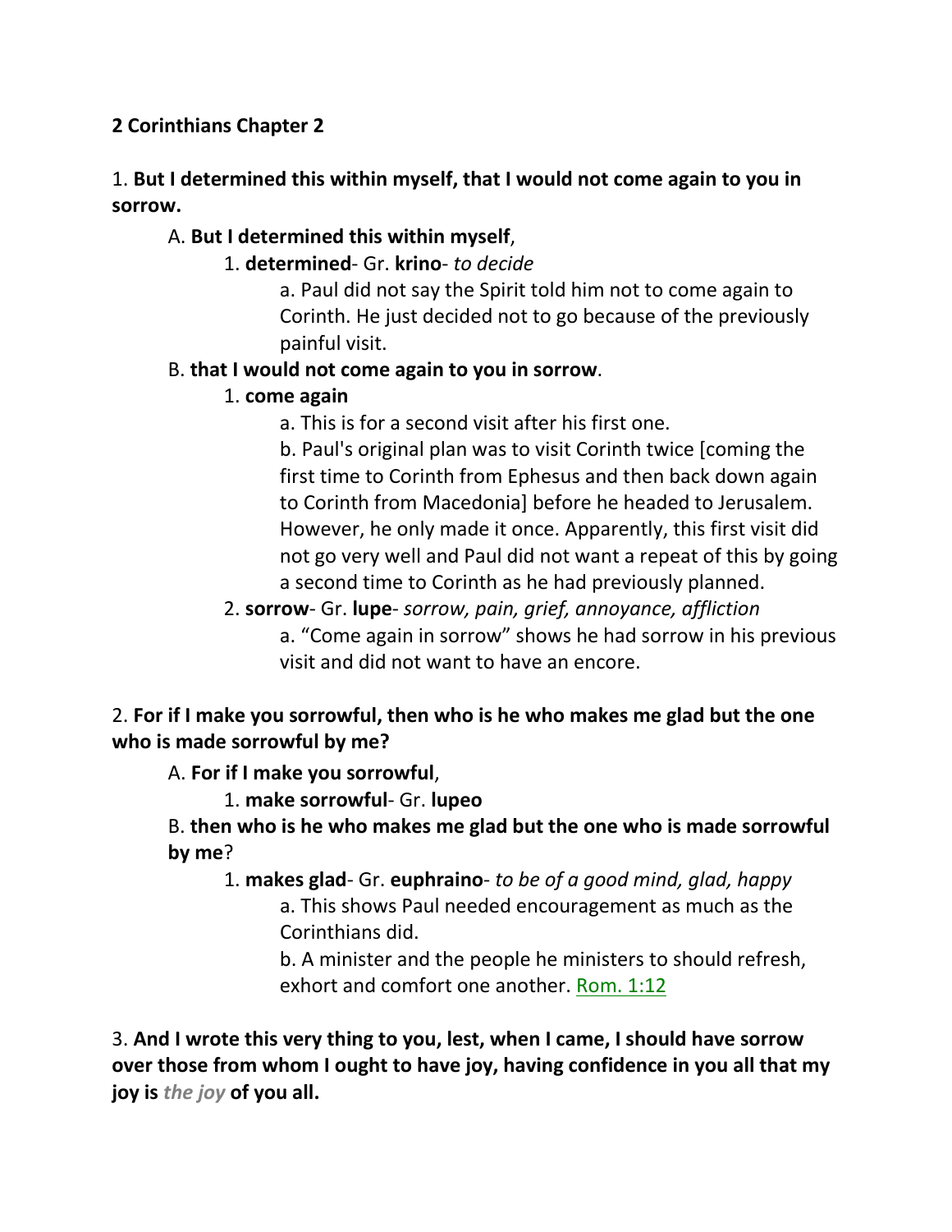**2 Corinthians Chapter 2**

1. **But I determined this within myself, that I would not come again to you in sorrow.**

A. **But I determined this within myself**,

1. **determined**- Gr. **krino**- *to decide*

a. Paul did not say the Spirit told him not to come again to Corinth. He just decided not to go because of the previously painful visit.

B. **that I would not come again to you in sorrow**.

1. **come again**

a. This is for a second visit after his first one.

b. Paul's original plan was to visit Corinth twice [coming the first time to Corinth from Ephesus and then back down again to Corinth from Macedonia] before he headed to Jerusalem. However, he only made it once. Apparently, this first visit did not go very well and Paul did not want a repeat of this by going a second time to Corinth as he had previously planned.

2. **sorrow**- Gr. **lupe**- *sorrow, pain, grief, annoyance, affliction*

a. "Come again in sorrow" shows he had sorrow in his previous visit and did not want to have an encore.

2. **For if I make you sorrowful, then who is he who makes me glad but the one who is made sorrowful by me?**

A. **For if I make you sorrowful**,

1. **make sorrowful**- Gr. **lupeo**

B. **then who is he who makes me glad but the one who is made sorrowful by me**?

1. **makes glad**- Gr. **euphraino**- *to be of a good mind, glad, happy*

a. This shows Paul needed encouragement as much as the Corinthians did.

b. A minister and the people he ministers to should refresh, exhort and comfort one another. Rom. 1:12

3. **And I wrote this very thing to you, lest, when I came, I should have sorrow over those from whom I ought to have joy, having confidence in you all that my joy is *the joy* of you all.**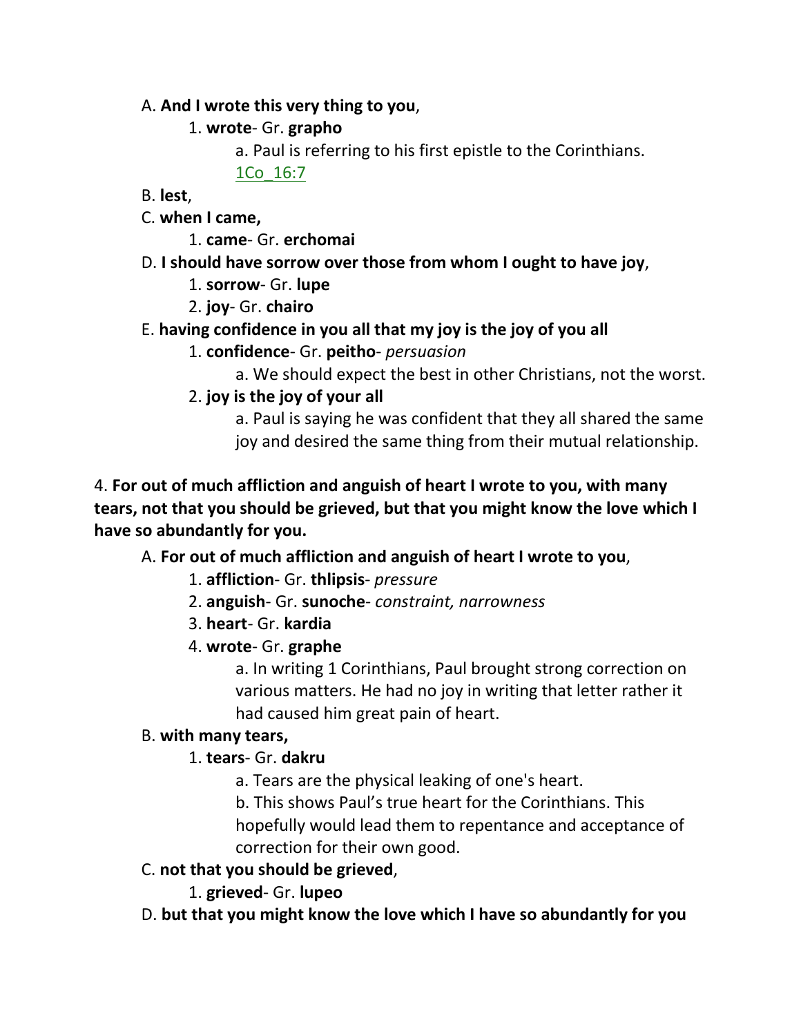A. **And I wrote this very thing to you**,

1. **wrote**- Gr. **grapho**

a. Paul is referring to his first epistle to the Corinthians. 1Co_16:7

B. **lest**,

C. **when I came,**

1. **came**- Gr. **erchomai**

D. **I should have sorrow over those from whom I ought to have joy**,

1. **sorrow**- Gr. **lupe**
2. **joy**- Gr. **chairo**

E. **having confidence in you all that my joy is the joy of you all**

1. **confidence**- Gr. **peitho**- *persuasion*

a. We should expect the best in other Christians, not the worst.

2. **joy is the joy of your all**

a. Paul is saying he was confident that they all shared the same joy and desired the same thing from their mutual relationship.

4. **For out of much affliction and anguish of heart I wrote to you, with many tears, not that you should be grieved, but that you might know the love which I have so abundantly for you.**

A. **For out of much affliction and anguish of heart I wrote to you**,

1. **affliction**- Gr. **thlipsis**- *pressure*
2. **anguish**- Gr. **sunoche**- *constraint, narrowness*
3. **heart**- Gr. **kardia**
4. **wrote**- Gr. **graphe**

a. In writing 1 Corinthians, Paul brought strong correction on various matters. He had no joy in writing that letter rather it had caused him great pain of heart.

B. **with many tears,**

1. **tears**- Gr. **dakru**

a. Tears are the physical leaking of one's heart.

b. This shows Paul's true heart for the Corinthians. This hopefully would lead them to repentance and acceptance of correction for their own good.

C. **not that you should be grieved**,

1. **grieved**- Gr. **lupeo**

D. **but that you might know the love which I have so abundantly for you**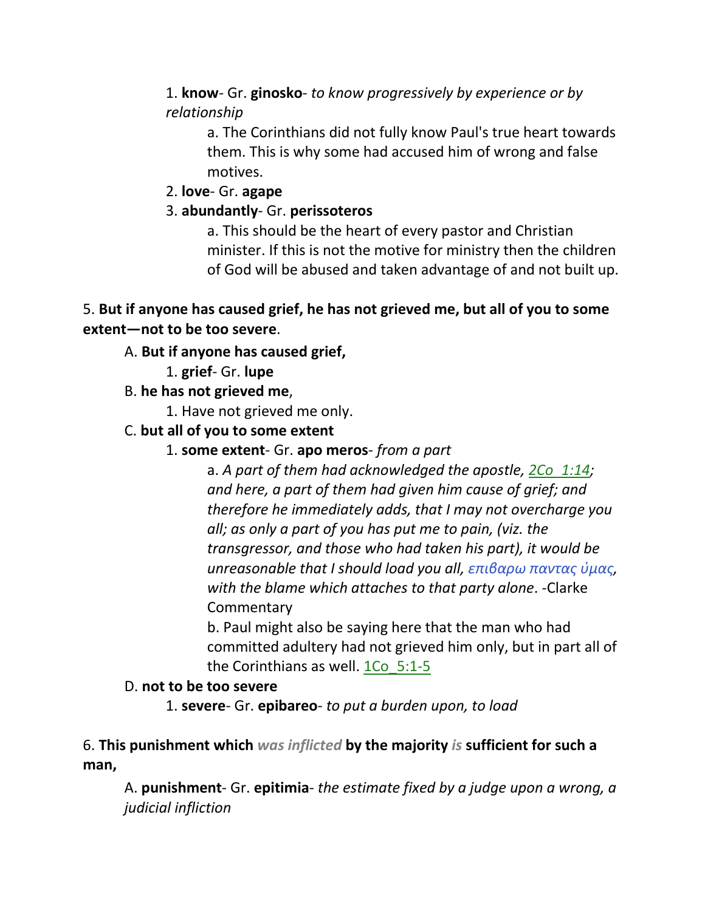1. **know**- Gr. **ginosko**- *to know progressively by experience or by relationship*

a. The Corinthians did not fully know Paul's true heart towards them. This is why some had accused him of wrong and false motives.

2. **love**- Gr. **agape**

3. **abundantly**- Gr. **perissoteros**

a. This should be the heart of every pastor and Christian minister. If this is not the motive for ministry then the children of God will be abused and taken advantage of and not built up.

5. **But if anyone has caused grief, he has not grieved me, but all of you to some extent—not to be too severe**.

A. **But if anyone has caused grief,**

1. **grief**- Gr. **lupe**

B. **he has not grieved me**,

1. Have not grieved me only.

C. **but all of you to some extent**

1. **some extent**- Gr. **apo meros**- *from a part*

a. *A part of them had acknowledged the apostle,* 2Co_1:14*; and here, a part of them had given him cause of grief; and therefore he immediately adds, that I may not overcharge you all; as only a part of you has put me to pain, (viz. the transgressor, and those who had taken his part), it would be unreasonable that I should load you all, επιβαρω παντας ὑμας, with the blame which attaches to that party alone*. -Clarke Commentary

b. Paul might also be saying here that the man who had committed adultery had not grieved him only, but in part all of the Corinthians as well. 1Co_5:1-5

D. **not to be too severe**

1. **severe**- Gr. **epibareo**- *to put a burden upon, to load*

6. **This punishment which** *was inflicted* **by the majority** *is* **sufficient for such a man,**

A. **punishment**- Gr. **epitimia**- *the estimate fixed by a judge upon a wrong, a judicial infliction*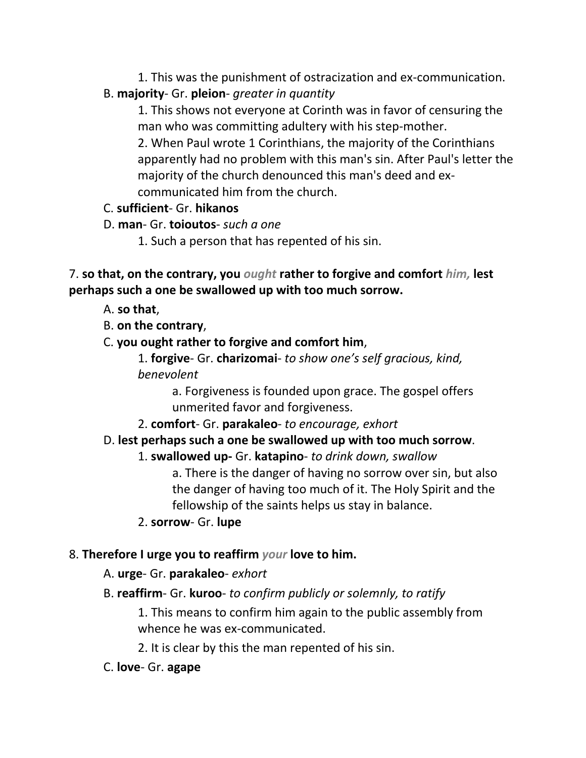1. This was the punishment of ostracization and ex-communication.

B. **majority**- Gr. **pleion**- *greater in quantity*

1. This shows not everyone at Corinth was in favor of censuring the man who was committing adultery with his step-mother.

2. When Paul wrote 1 Corinthians, the majority of the Corinthians apparently had no problem with this man's sin. After Paul's letter the majority of the church denounced this man's deed and ex-communicated him from the church.

C. **sufficient**- Gr. **hikanos**

D. **man**- Gr. **toioutos**- *such a one*

1. Such a person that has repented of his sin.

7. **so that, on the contrary, you *ought* rather to forgive and comfort *him,* lest perhaps such a one be swallowed up with too much sorrow.**

A. **so that**,

B. **on the contrary**,

C. **you ought rather to forgive and comfort him**,

1. **forgive**- Gr. **charizomai**- *to show one's self gracious, kind, benevolent*

a. Forgiveness is founded upon grace. The gospel offers unmerited favor and forgiveness.

2. **comfort**- Gr. **parakaleo**- *to encourage, exhort*

D. **lest perhaps such a one be swallowed up with too much sorrow**.

1. **swallowed up-** Gr. **katapino**- *to drink down, swallow*

a. There is the danger of having no sorrow over sin, but also the danger of having too much of it. The Holy Spirit and the fellowship of the saints helps us stay in balance.

2. **sorrow**- Gr. **lupe**

8. **Therefore I urge you to reaffirm *your* love to him.**

A. **urge**- Gr. **parakaleo**- *exhort*

B. **reaffirm**- Gr. **kuroo**- *to confirm publicly or solemnly, to ratify*

1. This means to confirm him again to the public assembly from whence he was ex-communicated.

2. It is clear by this the man repented of his sin.

C. **love**- Gr. **agape**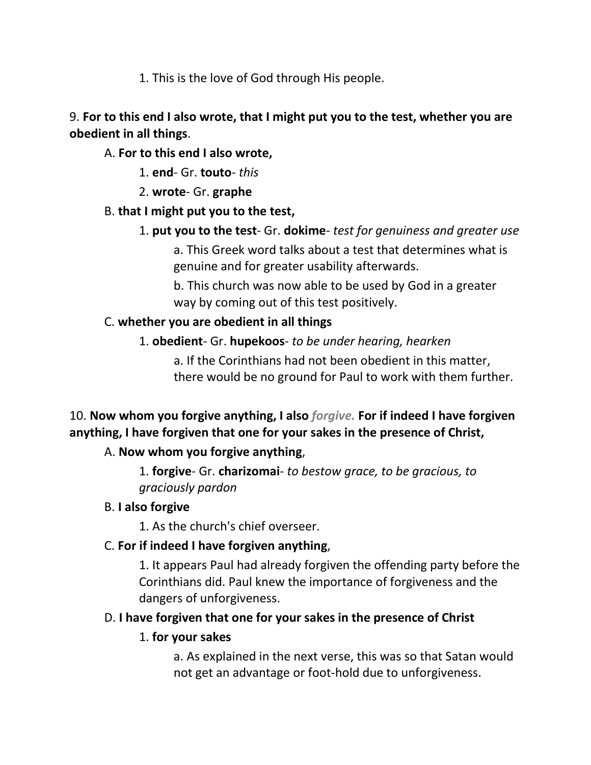1. This is the love of God through His people.

9. **For to this end I also wrote, that I might put you to the test, whether you are obedient in all things**.

A. **For to this end I also wrote,**

1. **end**- Gr. **touto**- *this*

2. **wrote**- Gr. **graphe**

B. **that I might put you to the test,**

1. **put you to the test**- Gr. **dokime**- *test for genuiness and greater use*

a. This Greek word talks about a test that determines what is genuine and for greater usability afterwards.

b. This church was now able to be used by God in a greater way by coming out of this test positively.

C. **whether you are obedient in all things**

1. **obedient**- Gr. **hupekoos**- *to be under hearing, hearken*

a. If the Corinthians had not been obedient in this matter, there would be no ground for Paul to work with them further.

10. **Now whom you forgive anything, I also** ***forgive.*** **For if indeed I have forgiven anything, I have forgiven that one for your sakes in the presence of Christ,**

A. **Now whom you forgive anything**,

1. **forgive**- Gr. **charizomai**- *to bestow grace, to be gracious, to graciously pardon*

B. **I also forgive**

1. As the church's chief overseer.

C. **For if indeed I have forgiven anything**,

1. It appears Paul had already forgiven the offending party before the Corinthians did. Paul knew the importance of forgiveness and the dangers of unforgiveness.

D. **I have forgiven that one for your sakes in the presence of Christ**

1. **for your sakes**

a. As explained in the next verse, this was so that Satan would not get an advantage or foot-hold due to unforgiveness.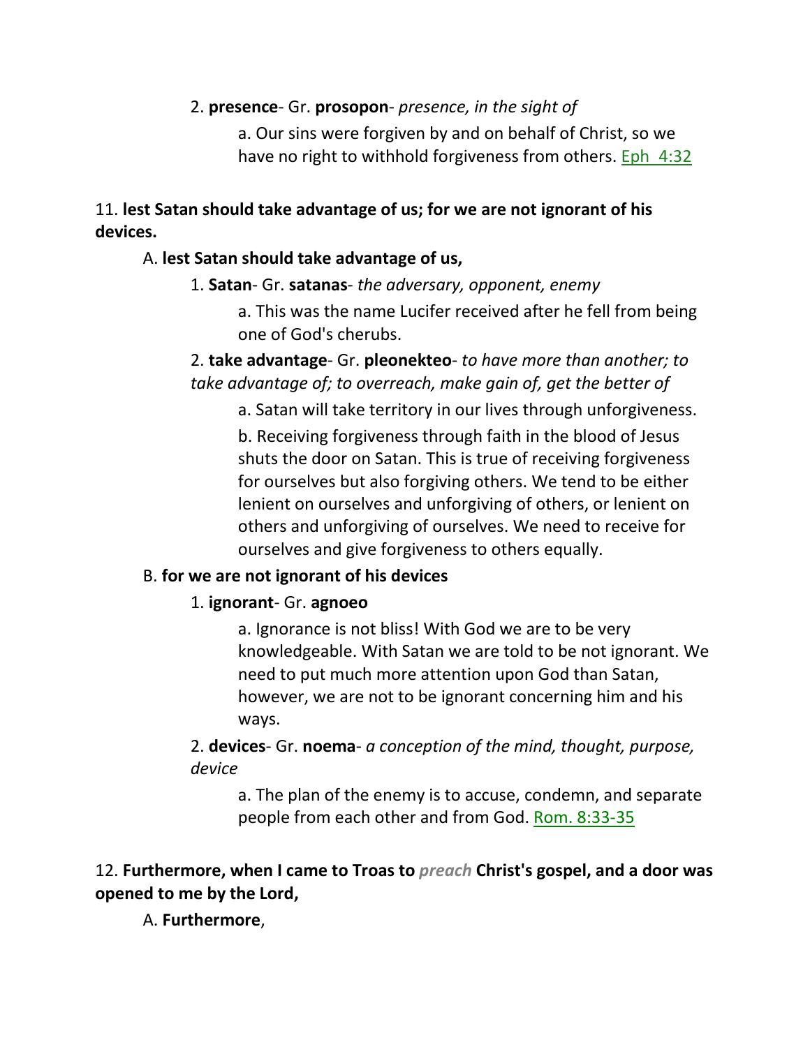2. **presence**- Gr. **prosopon**- *presence, in the sight of*

a. Our sins were forgiven by and on behalf of Christ, so we have no right to withhold forgiveness from others. Eph 4:32

11. **lest Satan should take advantage of us; for we are not ignorant of his devices.**

A. **lest Satan should take advantage of us,**

1. **Satan**- Gr. **satanas**- *the adversary, opponent, enemy*

a. This was the name Lucifer received after he fell from being one of God's cherubs.

2. **take advantage**- Gr. **pleonekteo**- *to have more than another; to take advantage of; to overreach, make gain of, get the better of*

a. Satan will take territory in our lives through unforgiveness.

b. Receiving forgiveness through faith in the blood of Jesus shuts the door on Satan. This is true of receiving forgiveness for ourselves but also forgiving others. We tend to be either lenient on ourselves and unforgiving of others, or lenient on others and unforgiving of ourselves. We need to receive for ourselves and give forgiveness to others equally.

B. **for we are not ignorant of his devices**

1. **ignorant**- Gr. **agnoeo**

a. Ignorance is not bliss! With God we are to be very knowledgeable. With Satan we are told to be not ignorant. We need to put much more attention upon God than Satan, however, we are not to be ignorant concerning him and his ways.

2. **devices**- Gr. **noema**- *a conception of the mind, thought, purpose, device*

a. The plan of the enemy is to accuse, condemn, and separate people from each other and from God. Rom. 8:33-35

12. **Furthermore, when I came to Troas to *preach* Christ's gospel, and a door was opened to me by the Lord,**

A. **Furthermore**,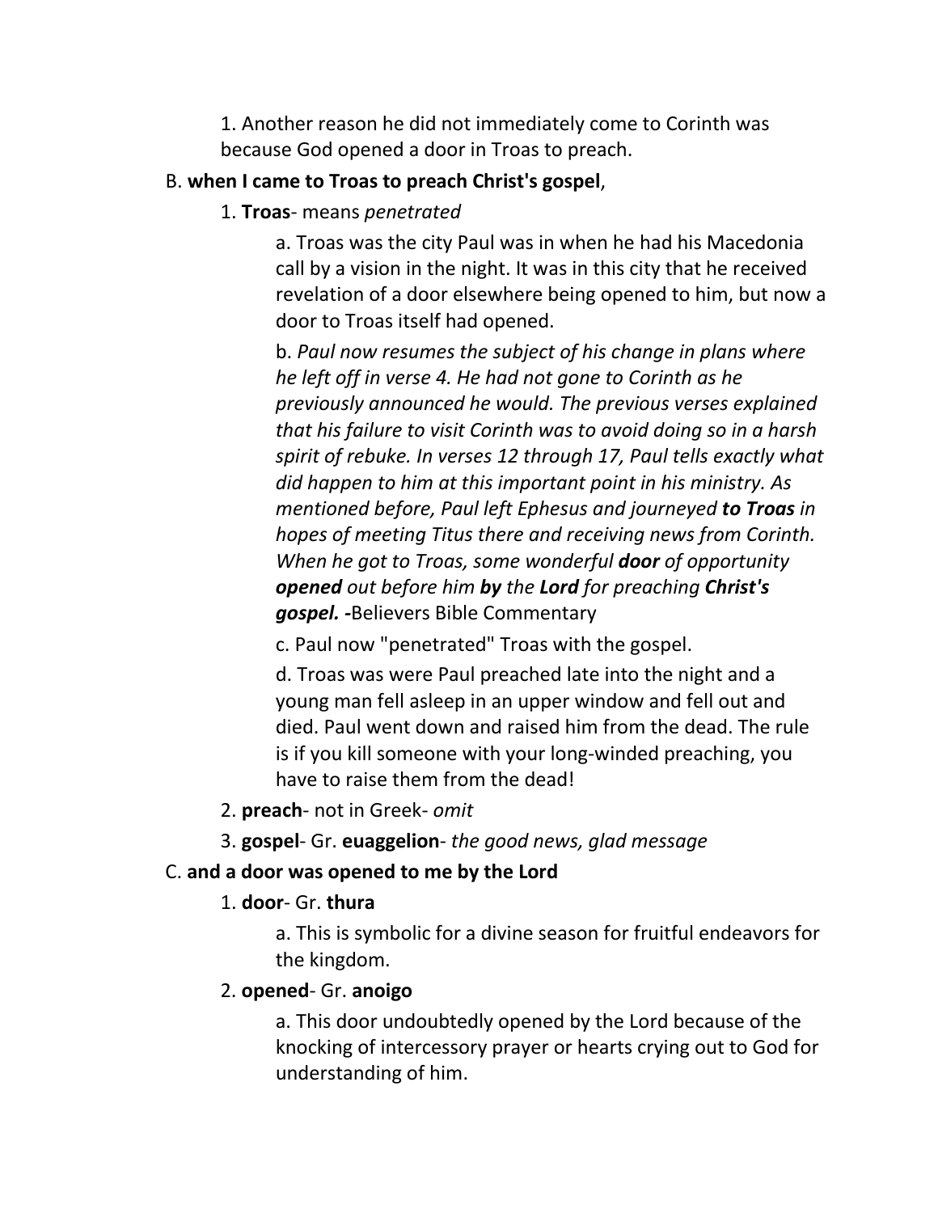1. Another reason he did not immediately come to Corinth was because God opened a door in Troas to preach.

B. **when I came to Troas to preach Christ's gospel**,

1. **Troas**- means *penetrated*

a. Troas was the city Paul was in when he had his Macedonia call by a vision in the night. It was in this city that he received revelation of a door elsewhere being opened to him, but now a door to Troas itself had opened.

b. *Paul now resumes the subject of his change in plans where he left off in verse 4. He had not gone to Corinth as he previously announced he would. The previous verses explained that his failure to visit Corinth was to avoid doing so in a harsh spirit of rebuke. In verses 12 through 17, Paul tells exactly what did happen to him at this important point in his ministry. As mentioned before, Paul left Ephesus and journeyed **to Troas** in hopes of meeting Titus there and receiving news from Corinth. When he got to Troas, some wonderful **door** of opportunity **opened** out before him **by** the **Lord** for preaching **Christ's gospel.*** **-**Believers Bible Commentary

c. Paul now "penetrated" Troas with the gospel.

d. Troas was were Paul preached late into the night and a young man fell asleep in an upper window and fell out and died. Paul went down and raised him from the dead. The rule is if you kill someone with your long-winded preaching, you have to raise them from the dead!

2. **preach**- not in Greek- *omit*

3. **gospel**- Gr. **euaggelion**- *the good news, glad message*

C. **and a door was opened to me by the Lord**

1. **door**- Gr. **thura**

a. This is symbolic for a divine season for fruitful endeavors for the kingdom.

2. **opened**- Gr. **anoigo**

a. This door undoubtedly opened by the Lord because of the knocking of intercessory prayer or hearts crying out to God for understanding of him.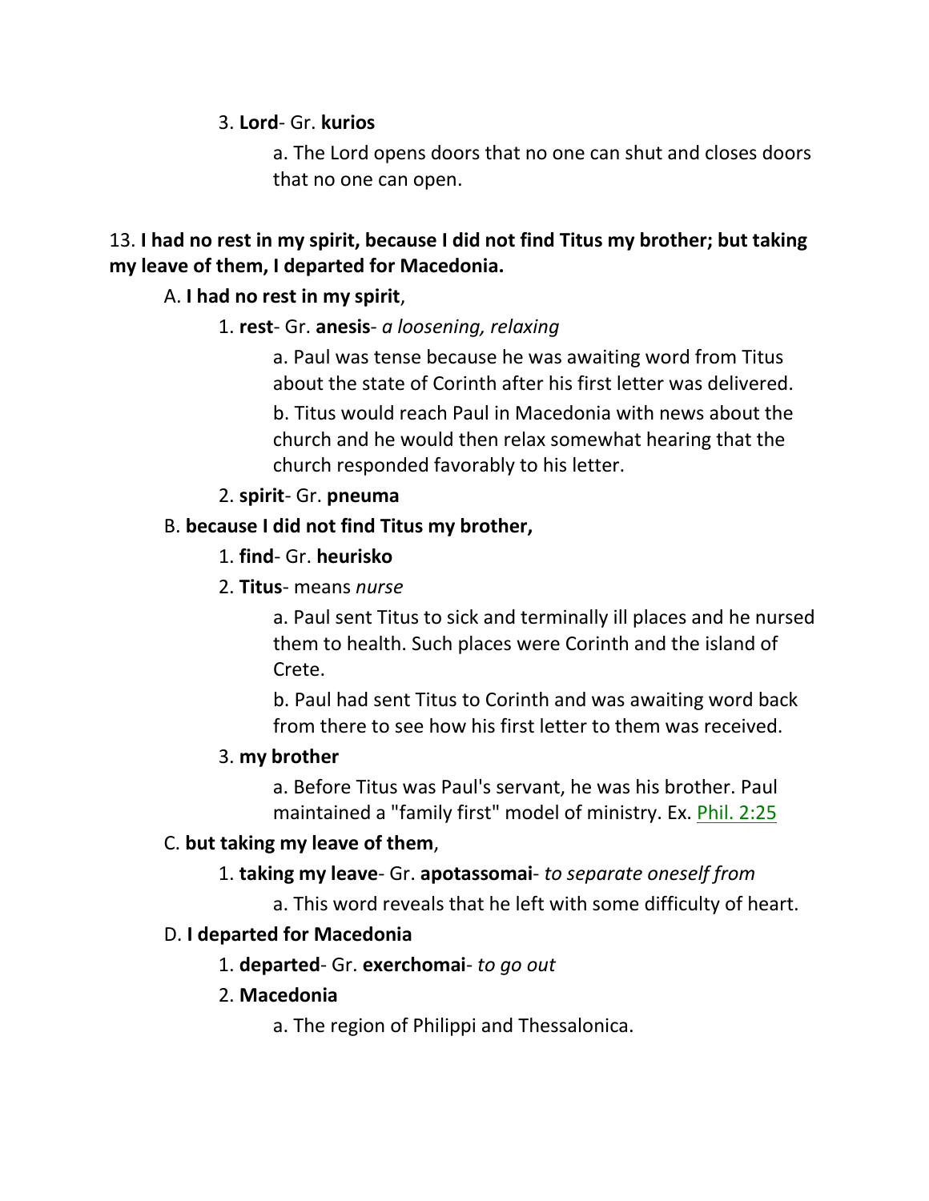3. **Lord**- Gr. **kurios**

a. The Lord opens doors that no one can shut and closes doors that no one can open.

13. **I had no rest in my spirit, because I did not find Titus my brother; but taking my leave of them, I departed for Macedonia.**

A. **I had no rest in my spirit**,

1. **rest**- Gr. **anesis**- *a loosening, relaxing*

a. Paul was tense because he was awaiting word from Titus about the state of Corinth after his first letter was delivered.

b. Titus would reach Paul in Macedonia with news about the church and he would then relax somewhat hearing that the church responded favorably to his letter.

2. **spirit**- Gr. **pneuma**

B. **because I did not find Titus my brother,**

1. **find**- Gr. **heurisko**

2. **Titus**- means *nurse*

a. Paul sent Titus to sick and terminally ill places and he nursed them to health. Such places were Corinth and the island of Crete.

b. Paul had sent Titus to Corinth and was awaiting word back from there to see how his first letter to them was received.

3. **my brother**

a. Before Titus was Paul's servant, he was his brother. Paul maintained a "family first" model of ministry. Ex. Phil. 2:25

C. **but taking my leave of them**,

1. **taking my leave**- Gr. **apotassomai**- *to separate oneself from*

a. This word reveals that he left with some difficulty of heart.

D. **I departed for Macedonia**

1. **departed**- Gr. **exerchomai**- *to go out*

2. **Macedonia**

a. The region of Philippi and Thessalonica.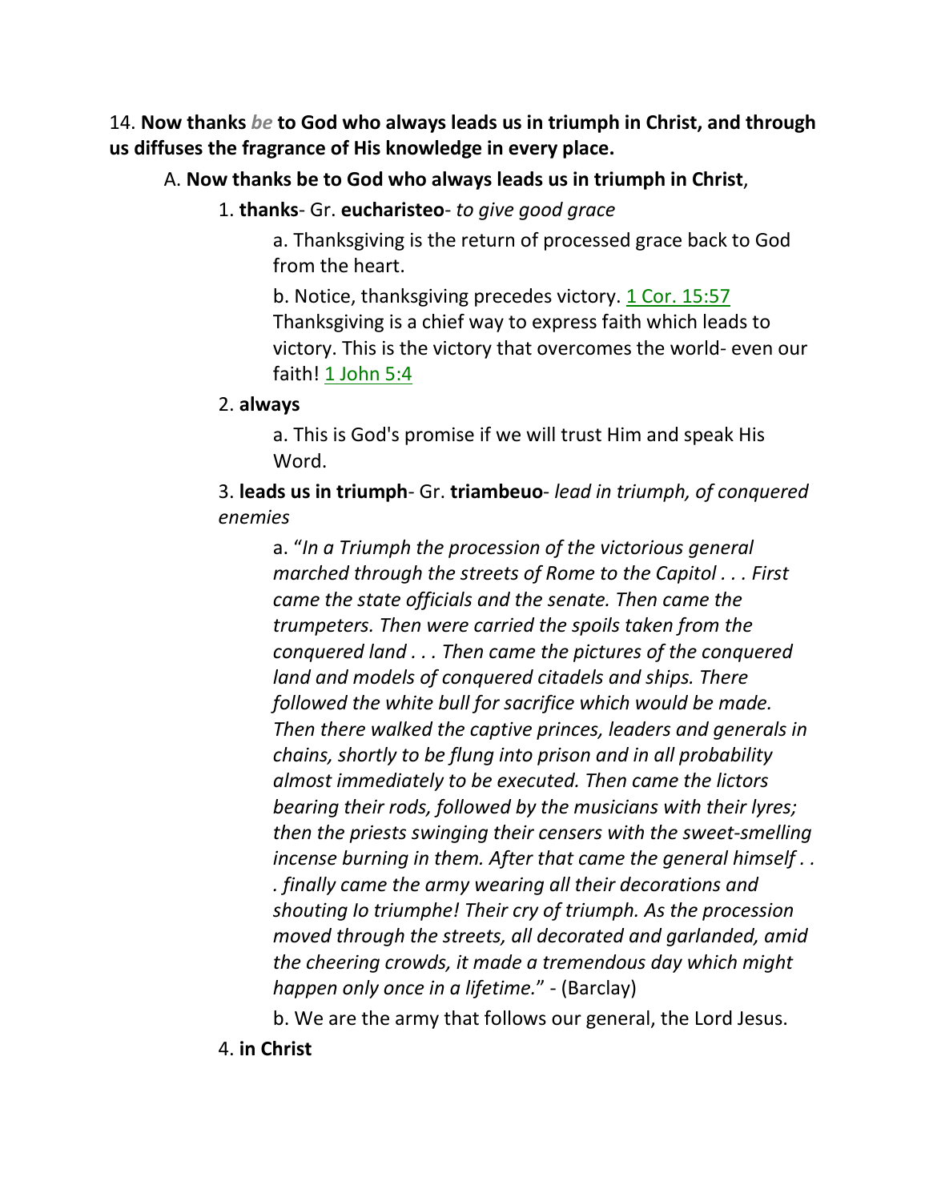14. **Now thanks** ***be*** **to God who always leads us in triumph in Christ, and through us diffuses the fragrance of His knowledge in every place.**

A. **Now thanks be to God who always leads us in triumph in Christ**,

1. **thanks**- Gr. **eucharisteo**- *to give good grace*

a. Thanksgiving is the return of processed grace back to God from the heart.

b. Notice, thanksgiving precedes victory. 1 Cor. 15:57 Thanksgiving is a chief way to express faith which leads to victory. This is the victory that overcomes the world- even our faith! 1 John 5:4

2. **always**

a. This is God's promise if we will trust Him and speak His Word.

3. **leads us in triumph**- Gr. **triambeuo**- *lead in triumph, of conquered enemies*

a. "*In a Triumph the procession of the victorious general marched through the streets of Rome to the Capitol . . . First came the state officials and the senate. Then came the trumpeters. Then were carried the spoils taken from the conquered land . . . Then came the pictures of the conquered land and models of conquered citadels and ships. There followed the white bull for sacrifice which would be made. Then there walked the captive princes, leaders and generals in chains, shortly to be flung into prison and in all probability almost immediately to be executed. Then came the lictors bearing their rods, followed by the musicians with their lyres; then the priests swinging their censers with the sweet-smelling incense burning in them. After that came the general himself . . . finally came the army wearing all their decorations and shouting Io triumphe! Their cry of triumph. As the procession moved through the streets, all decorated and garlanded, amid the cheering crowds, it made a tremendous day which might happen only once in a lifetime.*" - (Barclay)

b. We are the army that follows our general, the Lord Jesus.

4. **in Christ**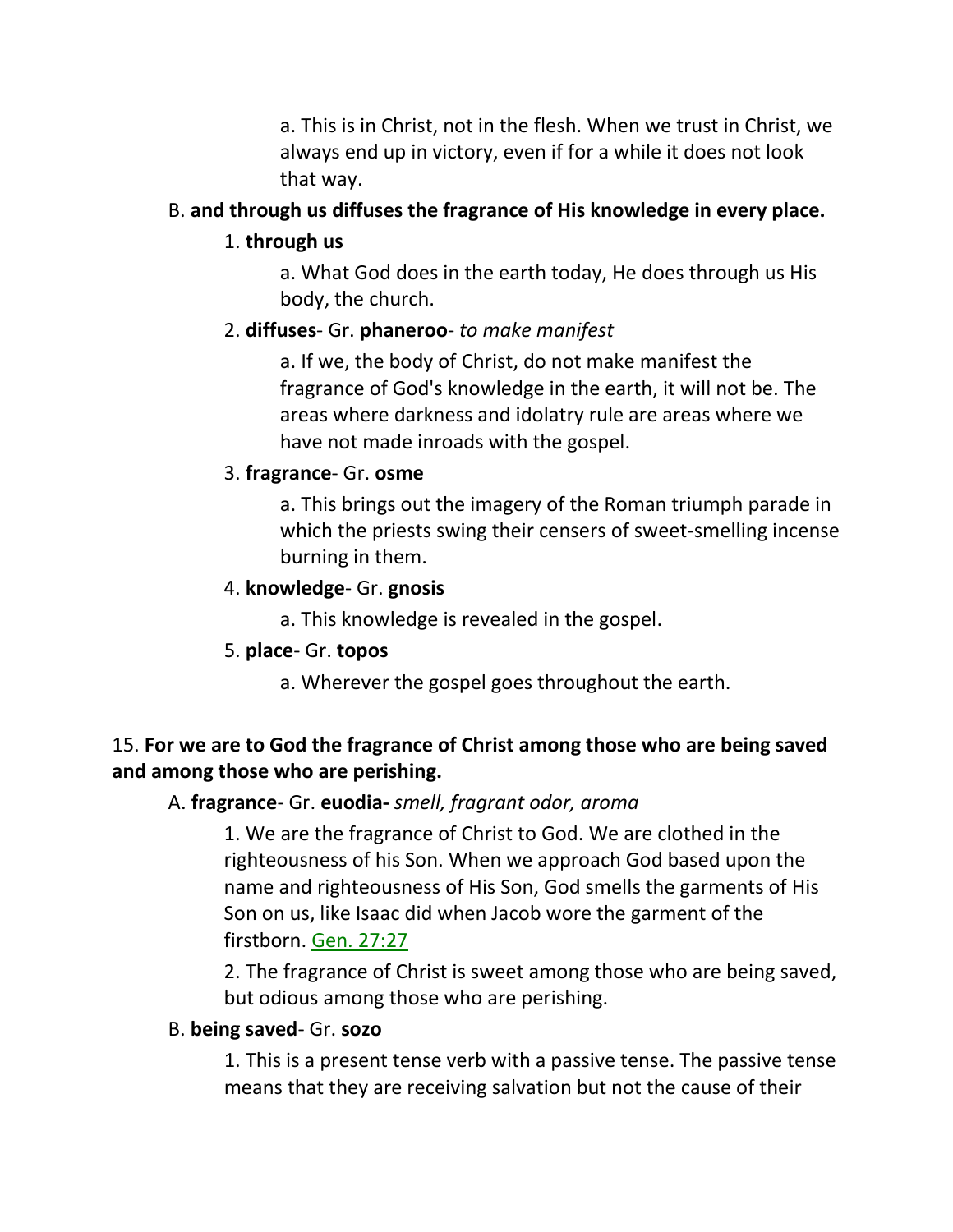a. This is in Christ, not in the flesh. When we trust in Christ, we always end up in victory, even if for a while it does not look that way.

B. **and through us diffuses the fragrance of His knowledge in every place.**

1. **through us**

a. What God does in the earth today, He does through us His body, the church.

2. **diffuses**- Gr. **phaneroo**- *to make manifest*

a. If we, the body of Christ, do not make manifest the fragrance of God's knowledge in the earth, it will not be. The areas where darkness and idolatry rule are areas where we have not made inroads with the gospel.

3. **fragrance**- Gr. **osme**

a. This brings out the imagery of the Roman triumph parade in which the priests swing their censers of sweet-smelling incense burning in them.

4. **knowledge**- Gr. **gnosis**

a. This knowledge is revealed in the gospel.

5. **place**- Gr. **topos**

a. Wherever the gospel goes throughout the earth.

15. **For we are to God the fragrance of Christ among those who are being saved and among those who are perishing.**

A. **fragrance**- Gr. **euodia-** *smell, fragrant odor, aroma*

1. We are the fragrance of Christ to God. We are clothed in the righteousness of his Son. When we approach God based upon the name and righteousness of His Son, God smells the garments of His Son on us, like Isaac did when Jacob wore the garment of the firstborn. Gen. 27:27

2. The fragrance of Christ is sweet among those who are being saved, but odious among those who are perishing.

B. **being saved**- Gr. **sozo**

1. This is a present tense verb with a passive tense. The passive tense means that they are receiving salvation but not the cause of their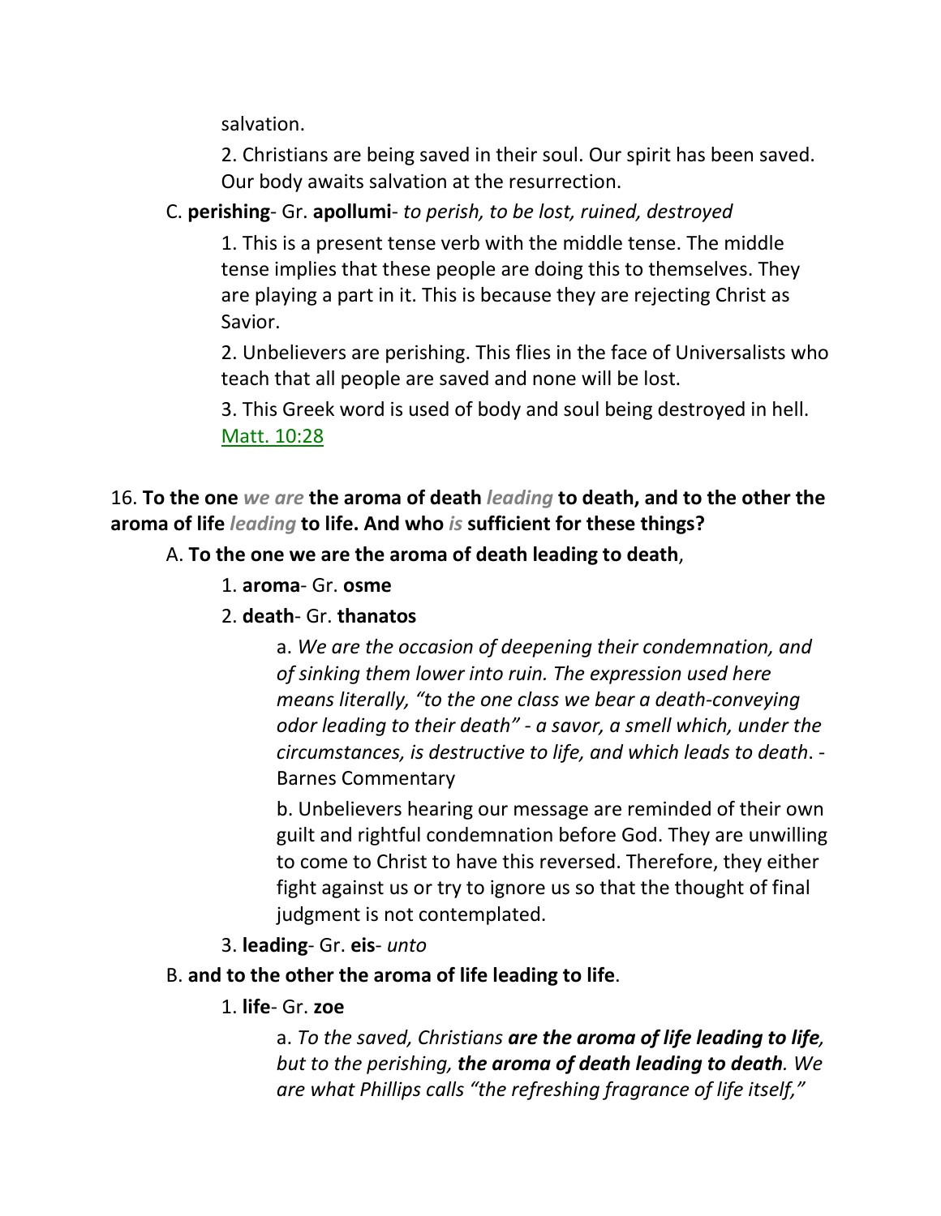salvation.

2. Christians are being saved in their soul. Our spirit has been saved. Our body awaits salvation at the resurrection.

C. **perishing**- Gr. **apollumi**- *to perish, to be lost, ruined, destroyed*

1. This is a present tense verb with the middle tense. The middle tense implies that these people are doing this to themselves. They are playing a part in it. This is because they are rejecting Christ as Savior.

2. Unbelievers are perishing. This flies in the face of Universalists who teach that all people are saved and none will be lost.

3. This Greek word is used of body and soul being destroyed in hell. Matt. 10:28

16. **To the one *we are* the aroma of death *leading* to death, and to the other the aroma of life *leading* to life. And who *is* sufficient for these things?**

A. **To the one we are the aroma of death leading to death**,

1. **aroma**- Gr. **osme**

2. **death**- Gr. **thanatos**

a. *We are the occasion of deepening their condemnation, and of sinking them lower into ruin. The expression used here means literally, "to the one class we bear a death-conveying odor leading to their death" - a savor, a smell which, under the circumstances, is destructive to life, and which leads to death*. - Barnes Commentary

b. Unbelievers hearing our message are reminded of their own guilt and rightful condemnation before God. They are unwilling to come to Christ to have this reversed. Therefore, they either fight against us or try to ignore us so that the thought of final judgment is not contemplated.

3. **leading**- Gr. **eis**- *unto*

B. **and to the other the aroma of life leading to life**.

1. **life**- Gr. **zoe**

a. *To the saved, Christians **are the aroma of life leading to life**, but to the perishing, **the aroma of death leading to death**. We are what Phillips calls "the refreshing fragrance of life itself,"*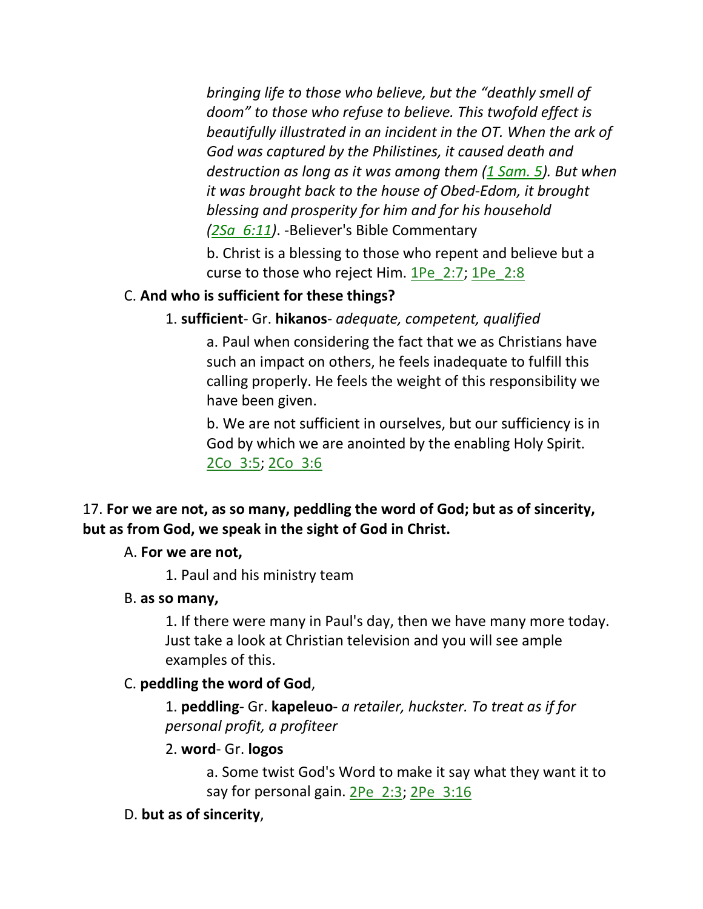*bringing life to those who believe, but the "deathly smell of doom" to those who refuse to believe. This twofold effect is beautifully illustrated in an incident in the OT. When the ark of God was captured by the Philistines, it caused death and destruction as long as it was among them (1 Sam. 5). But when it was brought back to the house of Obed-Edom, it brought blessing and prosperity for him and for his household (2Sa_6:11)*. -Believer's Bible Commentary

b. Christ is a blessing to those who repent and believe but a curse to those who reject Him. 1Pe_2:7; 1Pe_2:8

C. **And who is sufficient for these things?**

1. **sufficient**- Gr. **hikanos**- *adequate, competent, qualified*

a. Paul when considering the fact that we as Christians have such an impact on others, he feels inadequate to fulfill this calling properly. He feels the weight of this responsibility we have been given.

b. We are not sufficient in ourselves, but our sufficiency is in God by which we are anointed by the enabling Holy Spirit. 2Co_3:5; 2Co_3:6

17. **For we are not, as so many, peddling the word of God; but as of sincerity, but as from God, we speak in the sight of God in Christ.**

A. **For we are not,**

1. Paul and his ministry team

B. **as so many,**

1. If there were many in Paul's day, then we have many more today. Just take a look at Christian television and you will see ample examples of this.

C. **peddling the word of God**,

1. **peddling**- Gr. **kapeleuo**- *a retailer, huckster. To treat as if for personal profit, a profiteer*

2. **word**- Gr. **logos**

a. Some twist God's Word to make it say what they want it to say for personal gain. 2Pe_2:3; 2Pe_3:16

D. **but as of sincerity**,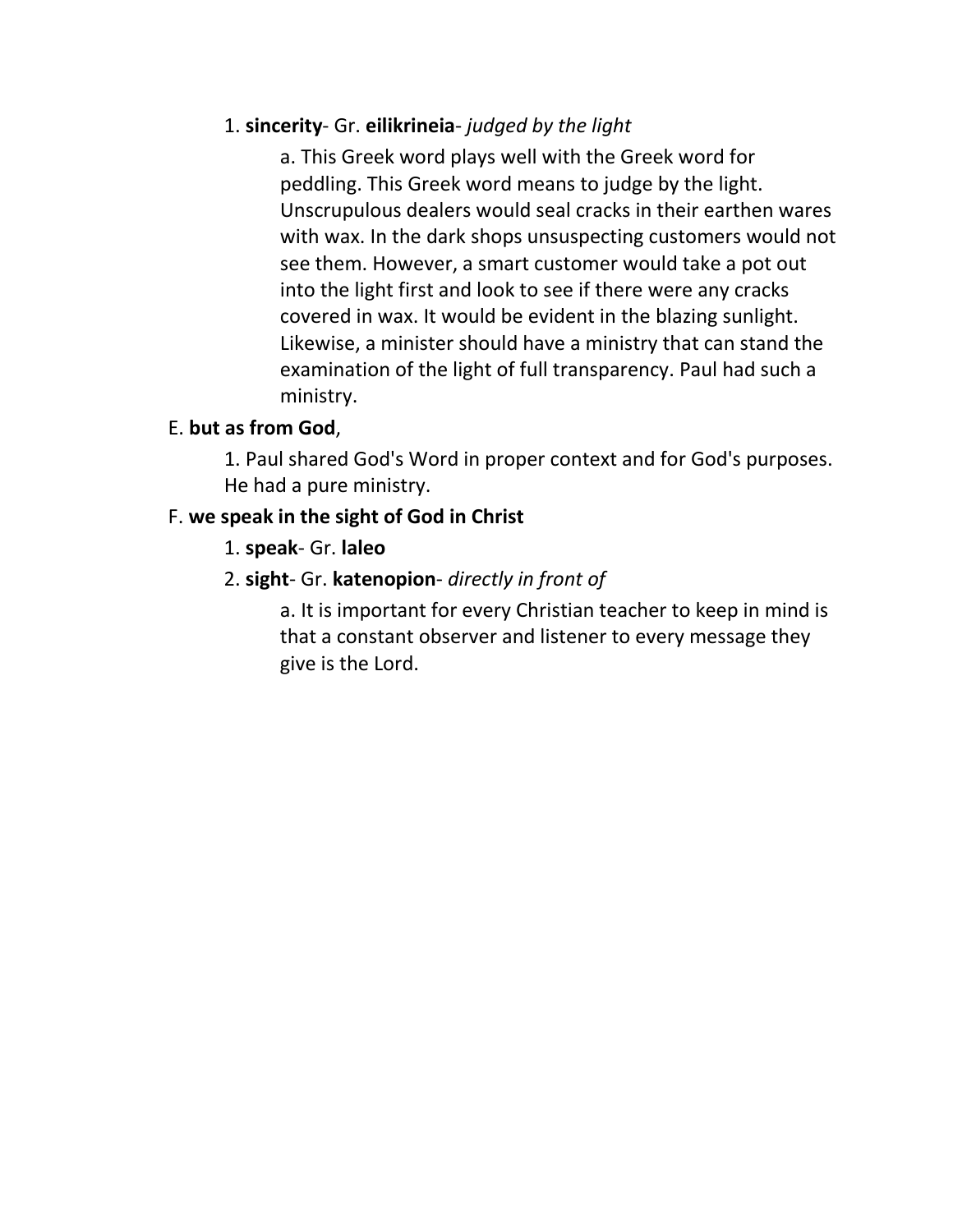1. **sincerity**- Gr. **eilikrineia**- *judged by the light*

    a. This Greek word plays well with the Greek word for peddling. This Greek word means to judge by the light. Unscrupulous dealers would seal cracks in their earthen wares with wax. In the dark shops unsuspecting customers would not see them. However, a smart customer would take a pot out into the light first and look to see if there were any cracks covered in wax. It would be evident in the blazing sunlight. Likewise, a minister should have a ministry that can stand the examination of the light of full transparency. Paul had such a ministry.

E. **but as from God**,

1. Paul shared God's Word in proper context and for God's purposes. He had a pure ministry.

F. **we speak in the sight of God in Christ**

1. **speak**- Gr. **laleo**

2. **sight**- Gr. **katenopion**- *directly in front of*

    a. It is important for every Christian teacher to keep in mind is that a constant observer and listener to every message they give is the Lord.